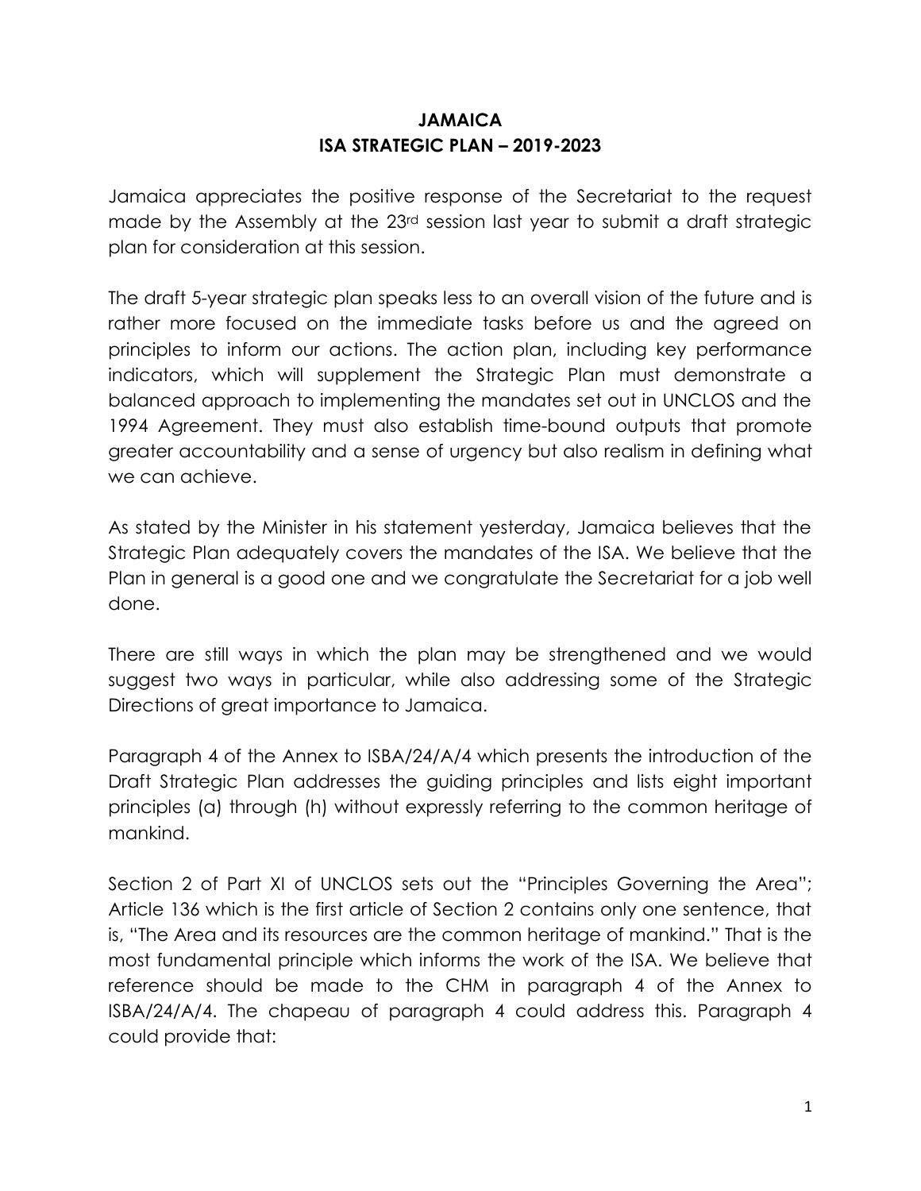**JAMAICA**
**ISA STRATEGIC PLAN – 2019-2023**

Jamaica appreciates the positive response of the Secretariat to the request made by the Assembly at the 23rd session last year to submit a draft strategic plan for consideration at this session.

The draft 5-year strategic plan speaks less to an overall vision of the future and is rather more focused on the immediate tasks before us and the agreed on principles to inform our actions. The action plan, including key performance indicators, which will supplement the Strategic Plan must demonstrate a balanced approach to implementing the mandates set out in UNCLOS and the 1994 Agreement. They must also establish time-bound outputs that promote greater accountability and a sense of urgency but also realism in defining what we can achieve.

As stated by the Minister in his statement yesterday, Jamaica believes that the Strategic Plan adequately covers the mandates of the ISA. We believe that the Plan in general is a good one and we congratulate the Secretariat for a job well done.

There are still ways in which the plan may be strengthened and we would suggest two ways in particular, while also addressing some of the Strategic Directions of great importance to Jamaica.

Paragraph 4 of the Annex to ISBA/24/A/4 which presents the introduction of the Draft Strategic Plan addresses the guiding principles and lists eight important principles (a) through (h) without expressly referring to the common heritage of mankind.

Section 2 of Part XI of UNCLOS sets out the "Principles Governing the Area"; Article 136 which is the first article of Section 2 contains only one sentence, that is, "The Area and its resources are the common heritage of mankind." That is the most fundamental principle which informs the work of the ISA. We believe that reference should be made to the CHM in paragraph 4 of the Annex to ISBA/24/A/4. The chapeau of paragraph 4 could address this. Paragraph 4 could provide that: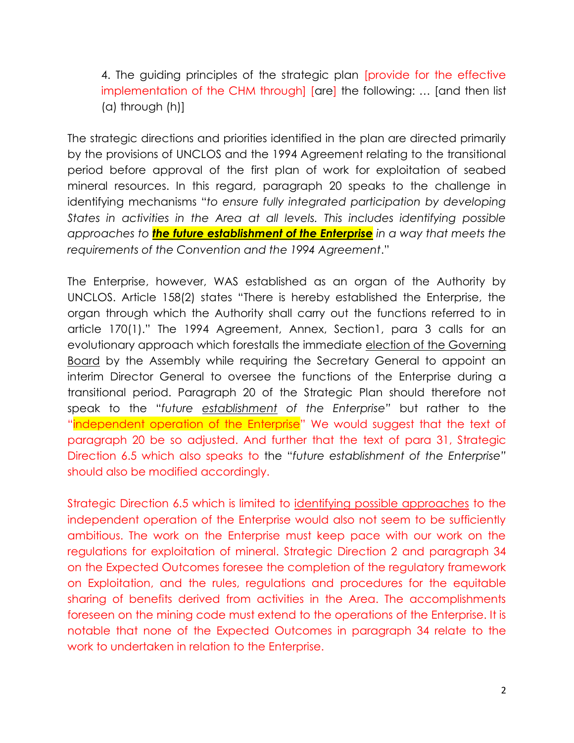> 4. The guiding principles of the strategic plan [provide for the effective implementation of the CHM through] [are] the following: … [and then list (a) through (h)]

The strategic directions and priorities identified in the plan are directed primarily by the provisions of UNCLOS and the 1994 Agreement relating to the transitional period before approval of the first plan of work for exploitation of seabed mineral resources. In this regard, paragraph 20 speaks to the challenge in identifying mechanisms "*to ensure fully integrated participation by developing States in activities in the Area at all levels. This includes identifying possible approaches to **the future establishment of the Enterprise** in a way that meets the requirements of the Convention and the 1994 Agreement*."

The Enterprise, however, WAS established as an organ of the Authority by UNCLOS. Article 158(2) states "There is hereby established the Enterprise, the organ through which the Authority shall carry out the functions referred to in article 170(1)." The 1994 Agreement, Annex, Section1, para 3 calls for an evolutionary approach which forestalls the immediate election of the Governing Board by the Assembly while requiring the Secretary General to appoint an interim Director General to oversee the functions of the Enterprise during a transitional period. Paragraph 20 of the Strategic Plan should therefore not speak to the "*future establishment of the Enterprise"* but rather to the "independent operation of the Enterprise" We would suggest that the text of paragraph 20 be so adjusted. And further that the text of para 31, Strategic Direction 6.5 which also speaks to the "*future establishment of the Enterprise"* should also be modified accordingly.

Strategic Direction 6.5 which is limited to identifying possible approaches to the independent operation of the Enterprise would also not seem to be sufficiently ambitious. The work on the Enterprise must keep pace with our work on the regulations for exploitation of mineral. Strategic Direction 2 and paragraph 34 on the Expected Outcomes foresee the completion of the regulatory framework on Exploitation, and the rules, regulations and procedures for the equitable sharing of benefits derived from activities in the Area. The accomplishments foreseen on the mining code must extend to the operations of the Enterprise. It is notable that none of the Expected Outcomes in paragraph 34 relate to the work to undertaken in relation to the Enterprise.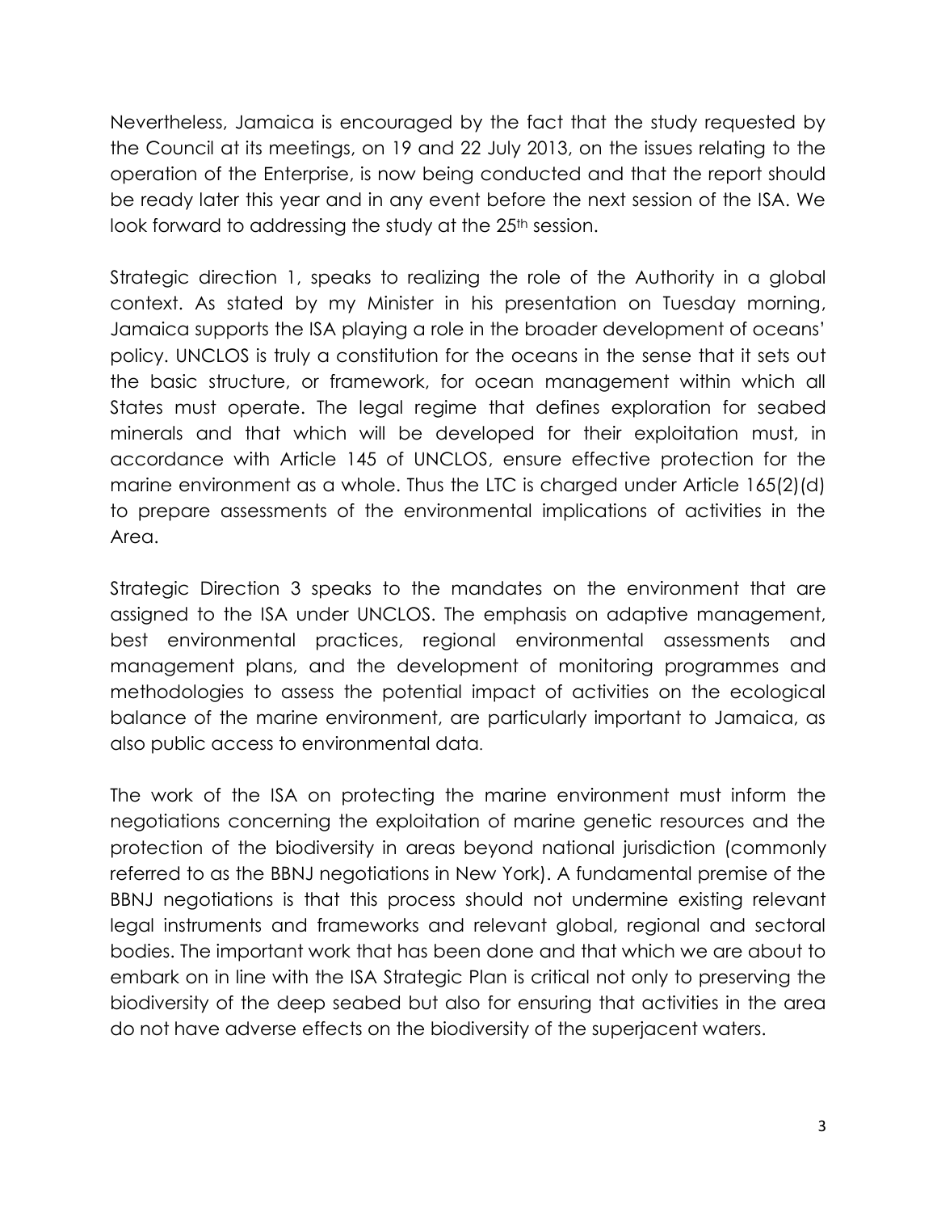Nevertheless, Jamaica is encouraged by the fact that the study requested by the Council at its meetings, on 19 and 22 July 2013, on the issues relating to the operation of the Enterprise, is now being conducted and that the report should be ready later this year and in any event before the next session of the ISA. We look forward to addressing the study at the 25th session.

Strategic direction 1, speaks to realizing the role of the Authority in a global context. As stated by my Minister in his presentation on Tuesday morning, Jamaica supports the ISA playing a role in the broader development of oceans' policy. UNCLOS is truly a constitution for the oceans in the sense that it sets out the basic structure, or framework, for ocean management within which all States must operate. The legal regime that defines exploration for seabed minerals and that which will be developed for their exploitation must, in accordance with Article 145 of UNCLOS, ensure effective protection for the marine environment as a whole. Thus the LTC is charged under Article 165(2)(d) to prepare assessments of the environmental implications of activities in the Area.

Strategic Direction 3 speaks to the mandates on the environment that are assigned to the ISA under UNCLOS. The emphasis on adaptive management, best environmental practices, regional environmental assessments and management plans, and the development of monitoring programmes and methodologies to assess the potential impact of activities on the ecological balance of the marine environment, are particularly important to Jamaica, as also public access to environmental data.

The work of the ISA on protecting the marine environment must inform the negotiations concerning the exploitation of marine genetic resources and the protection of the biodiversity in areas beyond national jurisdiction (commonly referred to as the BBNJ negotiations in New York). A fundamental premise of the BBNJ negotiations is that this process should not undermine existing relevant legal instruments and frameworks and relevant global, regional and sectoral bodies. The important work that has been done and that which we are about to embark on in line with the ISA Strategic Plan is critical not only to preserving the biodiversity of the deep seabed but also for ensuring that activities in the area do not have adverse effects on the biodiversity of the superjacent waters.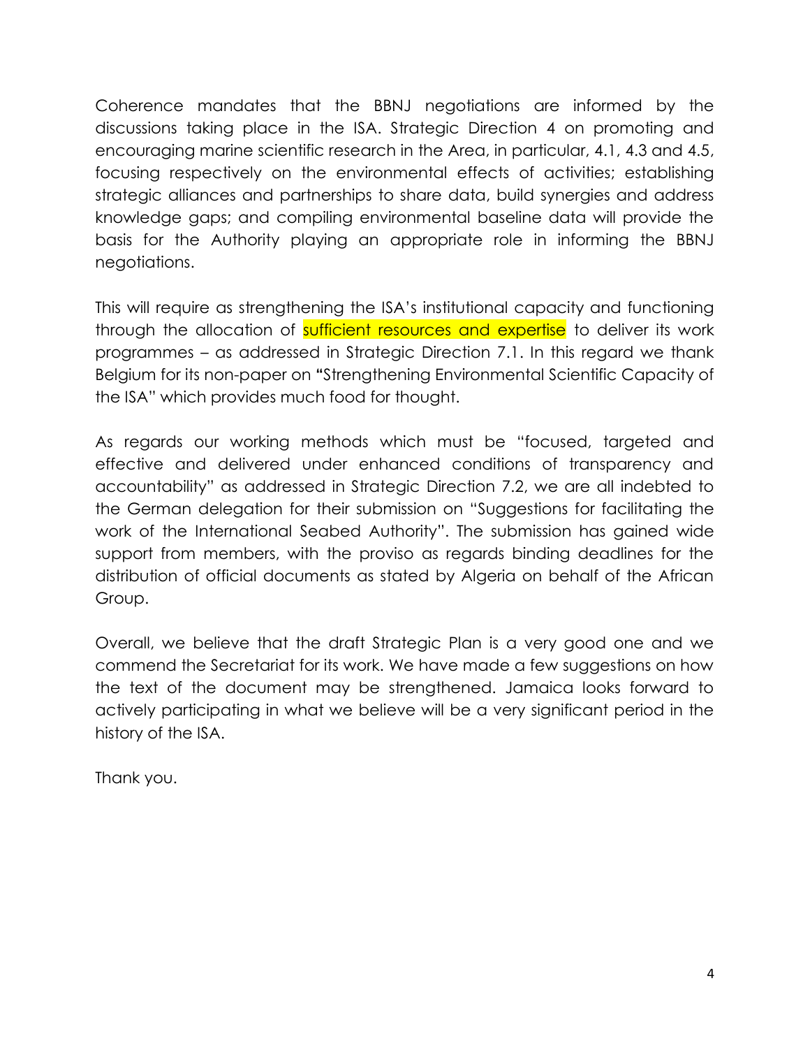Coherence mandates that the BBNJ negotiations are informed by the discussions taking place in the ISA. Strategic Direction 4 on promoting and encouraging marine scientific research in the Area, in particular, 4.1, 4.3 and 4.5, focusing respectively on the environmental effects of activities; establishing strategic alliances and partnerships to share data, build synergies and address knowledge gaps; and compiling environmental baseline data will provide the basis for the Authority playing an appropriate role in informing the BBNJ negotiations.

This will require as strengthening the ISA's institutional capacity and functioning through the allocation of sufficient resources and expertise to deliver its work programmes – as addressed in Strategic Direction 7.1. In this regard we thank Belgium for its non-paper on **"**Strengthening Environmental Scientific Capacity of the ISA" which provides much food for thought.

As regards our working methods which must be "focused, targeted and effective and delivered under enhanced conditions of transparency and accountability" as addressed in Strategic Direction 7.2, we are all indebted to the German delegation for their submission on "Suggestions for facilitating the work of the International Seabed Authority". The submission has gained wide support from members, with the proviso as regards binding deadlines for the distribution of official documents as stated by Algeria on behalf of the African Group.

Overall, we believe that the draft Strategic Plan is a very good one and we commend the Secretariat for its work. We have made a few suggestions on how the text of the document may be strengthened. Jamaica looks forward to actively participating in what we believe will be a very significant period in the history of the ISA.

Thank you.